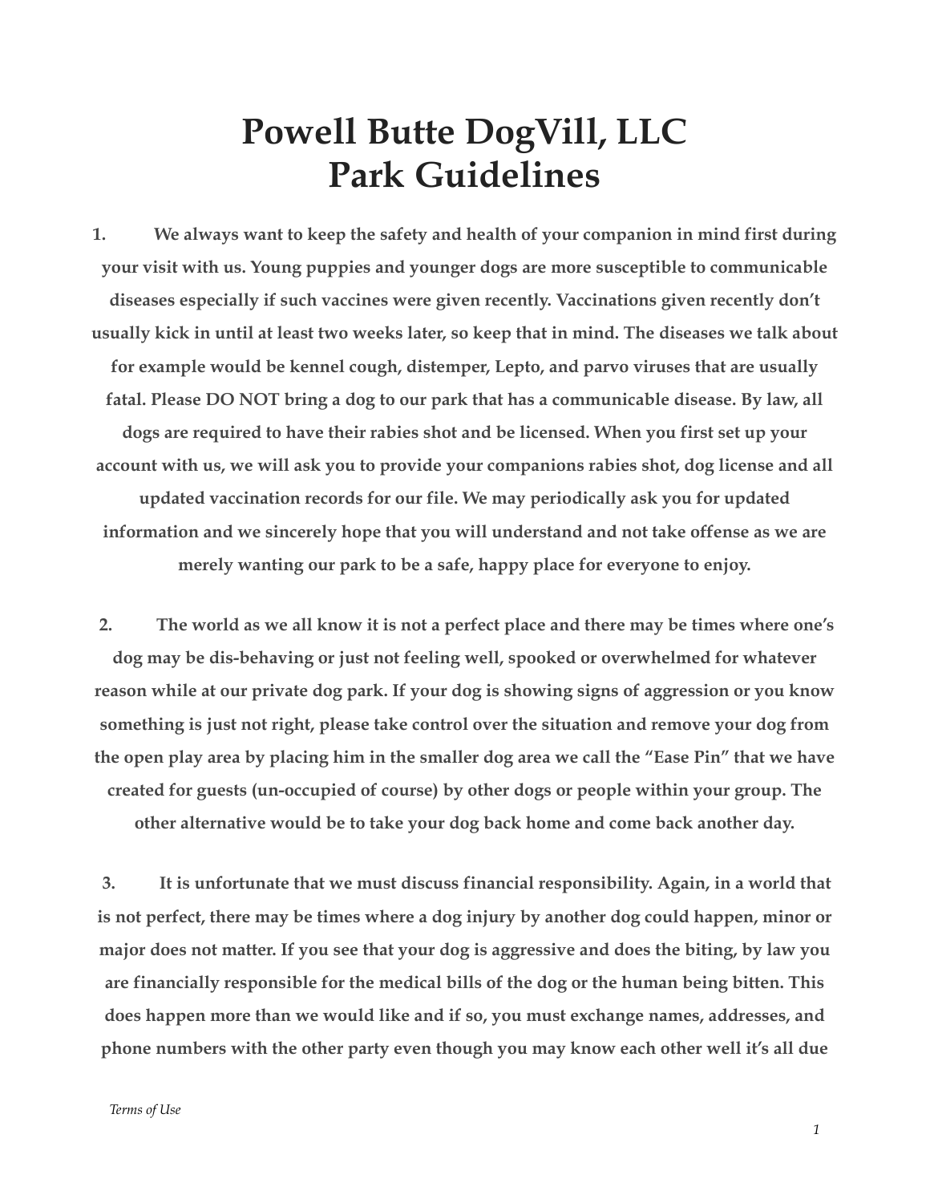# Powell Butte DogVill, LLC
# Park Guidelines

**1. We always want to keep the safety and health of your companion in mind first during your visit with us. Young puppies and younger dogs are more susceptible to communicable diseases especially if such vaccines were given recently. Vaccinations given recently don't usually kick in until at least two weeks later, so keep that in mind. The diseases we talk about for example would be kennel cough, distemper, Lepto, and parvo viruses that are usually fatal. Please DO NOT bring a dog to our park that has a communicable disease. By law, all dogs are required to have their rabies shot and be licensed. When you first set up your account with us, we will ask you to provide your companions rabies shot, dog license and all updated vaccination records for our file. We may periodically ask you for updated information and we sincerely hope that you will understand and not take offense as we are merely wanting our park to be a safe, happy place for everyone to enjoy.**

**2. The world as we all know it is not a perfect place and there may be times where one's dog may be dis-behaving or just not feeling well, spooked or overwhelmed for whatever reason while at our private dog park. If your dog is showing signs of aggression or you know something is just not right, please take control over the situation and remove your dog from the open play area by placing him in the smaller dog area we call the "Ease Pin" that we have created for guests (un-occupied of course) by other dogs or people within your group. The other alternative would be to take your dog back home and come back another day.**

**3. It is unfortunate that we must discuss financial responsibility. Again, in a world that is not perfect, there may be times where a dog injury by another dog could happen, minor or major does not matter. If you see that your dog is aggressive and does the biting, by law you are financially responsible for the medical bills of the dog or the human being bitten. This does happen more than we would like and if so, you must exchange names, addresses, and phone numbers with the other party even though you may know each other well it's all due**

*Terms of Use*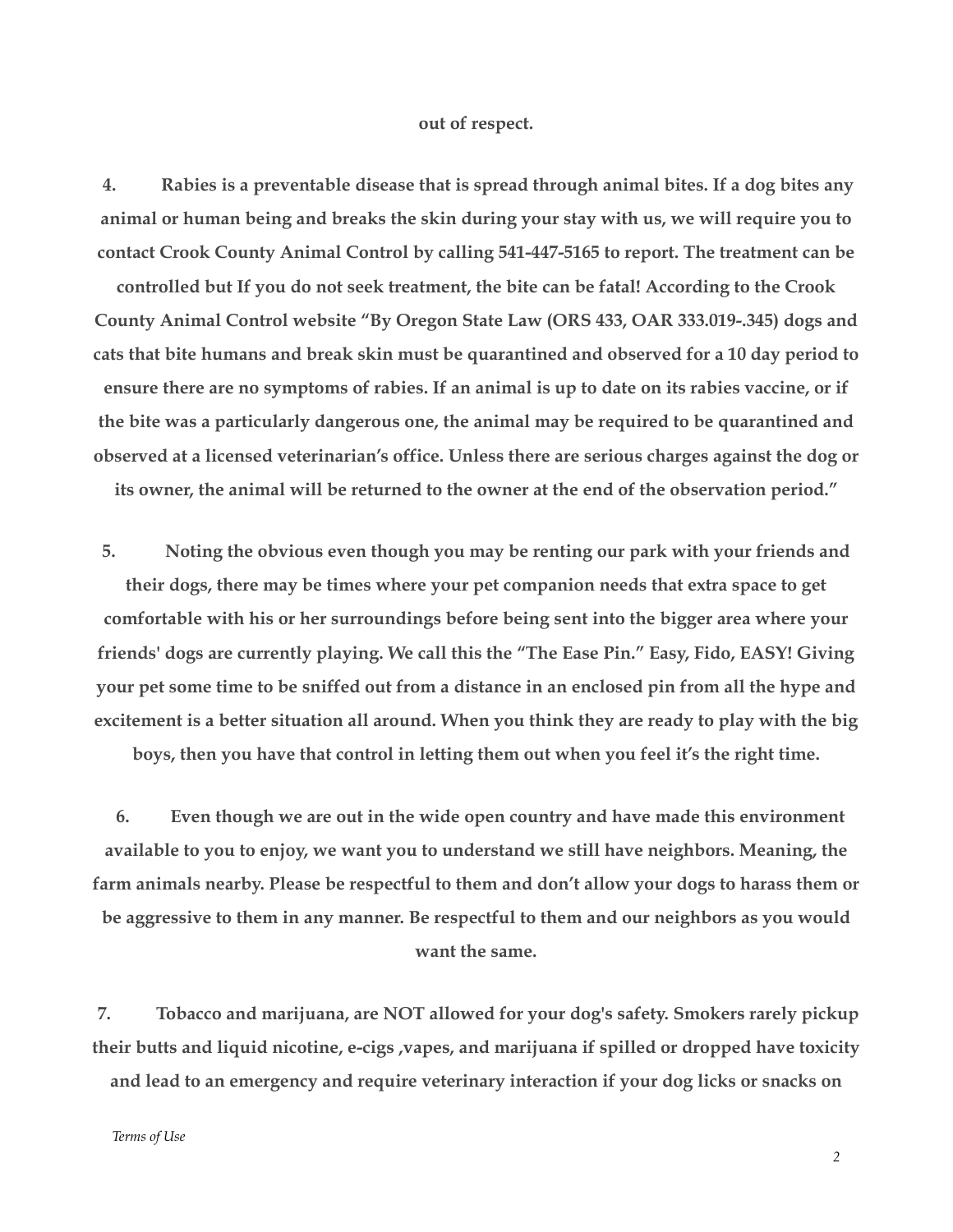**out of respect.**

**4. Rabies is a preventable disease that is spread through animal bites. If a dog bites any animal or human being and breaks the skin during your stay with us, we will require you to contact Crook County Animal Control by calling 541-447-5165 to report. The treatment can be controlled but If you do not seek treatment, the bite can be fatal! According to the Crook County Animal Control website "By Oregon State Law (ORS 433, OAR 333.019-.345) dogs and cats that bite humans and break skin must be quarantined and observed for a 10 day period to ensure there are no symptoms of rabies. If an animal is up to date on its rabies vaccine, or if the bite was a particularly dangerous one, the animal may be required to be quarantined and observed at a licensed veterinarian's office. Unless there are serious charges against the dog or its owner, the animal will be returned to the owner at the end of the observation period."**

**5. Noting the obvious even though you may be renting our park with your friends and their dogs, there may be times where your pet companion needs that extra space to get comfortable with his or her surroundings before being sent into the bigger area where your friends' dogs are currently playing. We call this the "The Ease Pin." Easy, Fido, EASY! Giving your pet some time to be sniffed out from a distance in an enclosed pin from all the hype and excitement is a better situation all around. When you think they are ready to play with the big boys, then you have that control in letting them out when you feel it's the right time.**

**6. Even though we are out in the wide open country and have made this environment available to you to enjoy, we want you to understand we still have neighbors. Meaning, the farm animals nearby. Please be respectful to them and don't allow your dogs to harass them or be aggressive to them in any manner. Be respectful to them and our neighbors as you would want the same.**

**7. Tobacco and marijuana, are NOT allowed for your dog's safety. Smokers rarely pickup their butts and liquid nicotine, e-cigs ,vapes, and marijuana if spilled or dropped have toxicity and lead to an emergency and require veterinary interaction if your dog licks or snacks on**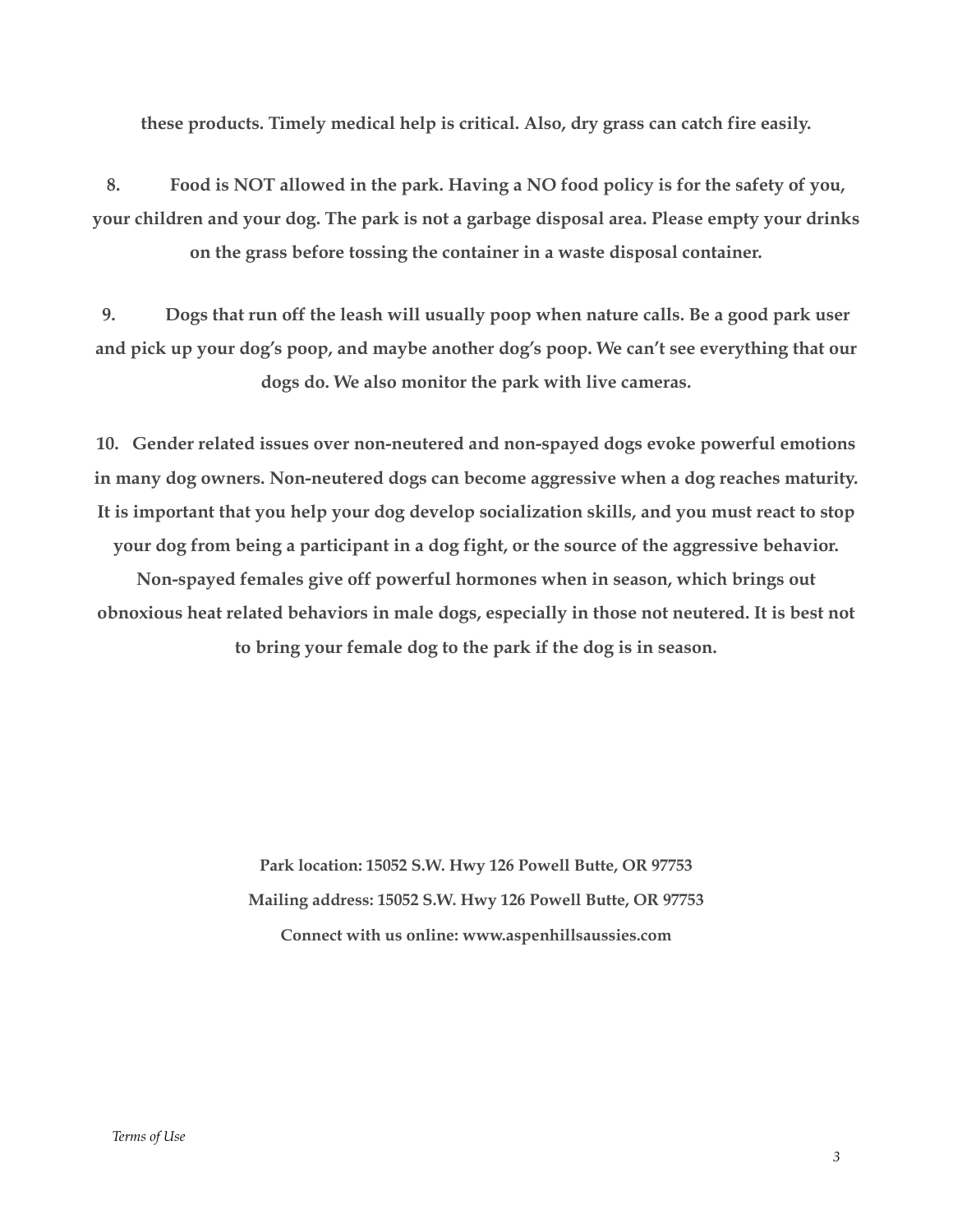**these products. Timely medical help is critical. Also, dry grass can catch fire easily.**

**8. Food is NOT allowed in the park. Having a NO food policy is for the safety of you, your children and your dog. The park is not a garbage disposal area. Please empty your drinks on the grass before tossing the container in a waste disposal container.**

**9. Dogs that run off the leash will usually poop when nature calls. Be a good park user and pick up your dog's poop, and maybe another dog's poop. We can't see everything that our dogs do. We also monitor the park with live cameras.**

**10. Gender related issues over non-neutered and non-spayed dogs evoke powerful emotions in many dog owners. Non-neutered dogs can become aggressive when a dog reaches maturity. It is important that you help your dog develop socialization skills, and you must react to stop your dog from being a participant in a dog fight, or the source of the aggressive behavior. Non-spayed females give off powerful hormones when in season, which brings out obnoxious heat related behaviors in male dogs, especially in those not neutered. It is best not to bring your female dog to the park if the dog is in season.**

**Park location: 15052 S.W. Hwy 126 Powell Butte, OR 97753**

**Mailing address: 15052 S.W. Hwy 126 Powell Butte, OR 97753**

**Connect with us online: www.aspenhillsaussies.com**